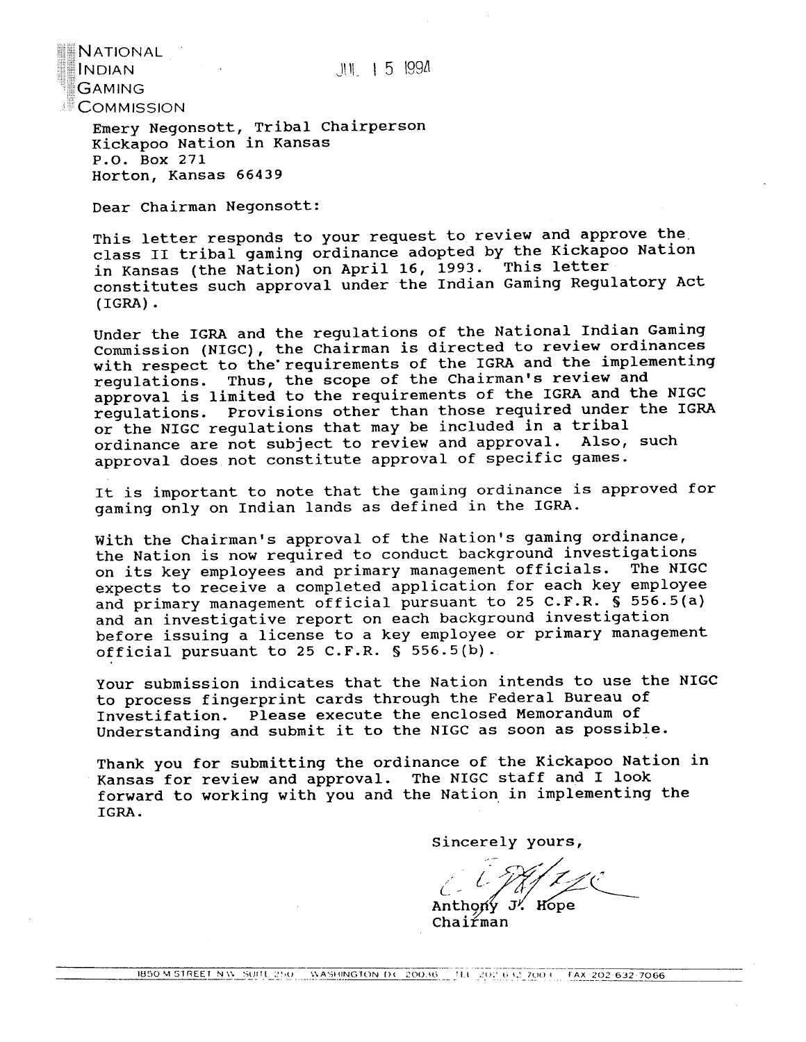NATIONAL
INDIAN
GAMING
COMMISSION

JUL 15 1994

Emery Negonsott, Tribal Chairperson
Kickapoo Nation in Kansas
P.O. Box 271
Horton, Kansas 66439

Dear Chairman Negonsott:

This letter responds to your request to review and approve the class II tribal gaming ordinance adopted by the Kickapoo Nation in Kansas (the Nation) on April 16, 1993. This letter constitutes such approval under the Indian Gaming Regulatory Act (IGRA).

Under the IGRA and the regulations of the National Indian Gaming Commission (NIGC), the Chairman is directed to review ordinances with respect to the requirements of the IGRA and the implementing regulations. Thus, the scope of the Chairman's review and approval is limited to the requirements of the IGRA and the NIGC regulations. Provisions other than those required under the IGRA or the NIGC regulations that may be included in a tribal ordinance are not subject to review and approval. Also, such approval does not constitute approval of specific games.

It is important to note that the gaming ordinance is approved for gaming only on Indian lands as defined in the IGRA.

With the Chairman's approval of the Nation's gaming ordinance, the Nation is now required to conduct background investigations on its key employees and primary management officials. The NIGC expects to receive a completed application for each key employee and primary management official pursuant to 25 C.F.R. § 556.5(a) and an investigative report on each background investigation before issuing a license to a key employee or primary management official pursuant to 25 C.F.R. § 556.5(b).

Your submission indicates that the Nation intends to use the NIGC to process fingerprint cards through the Federal Bureau of Investifation. Please execute the enclosed Memorandum of Understanding and submit it to the NIGC as soon as possible.

Thank you for submitting the ordinance of the Kickapoo Nation in Kansas for review and approval. The NIGC staff and I look forward to working with you and the Nation in implementing the IGRA.

Sincerely yours,

Anthony J. Hope
Chairman

1850 M STREET N.W. SUITE 250 WASHINGTON DC 20036 TEL 202 632 7003 FAX 202 632 7066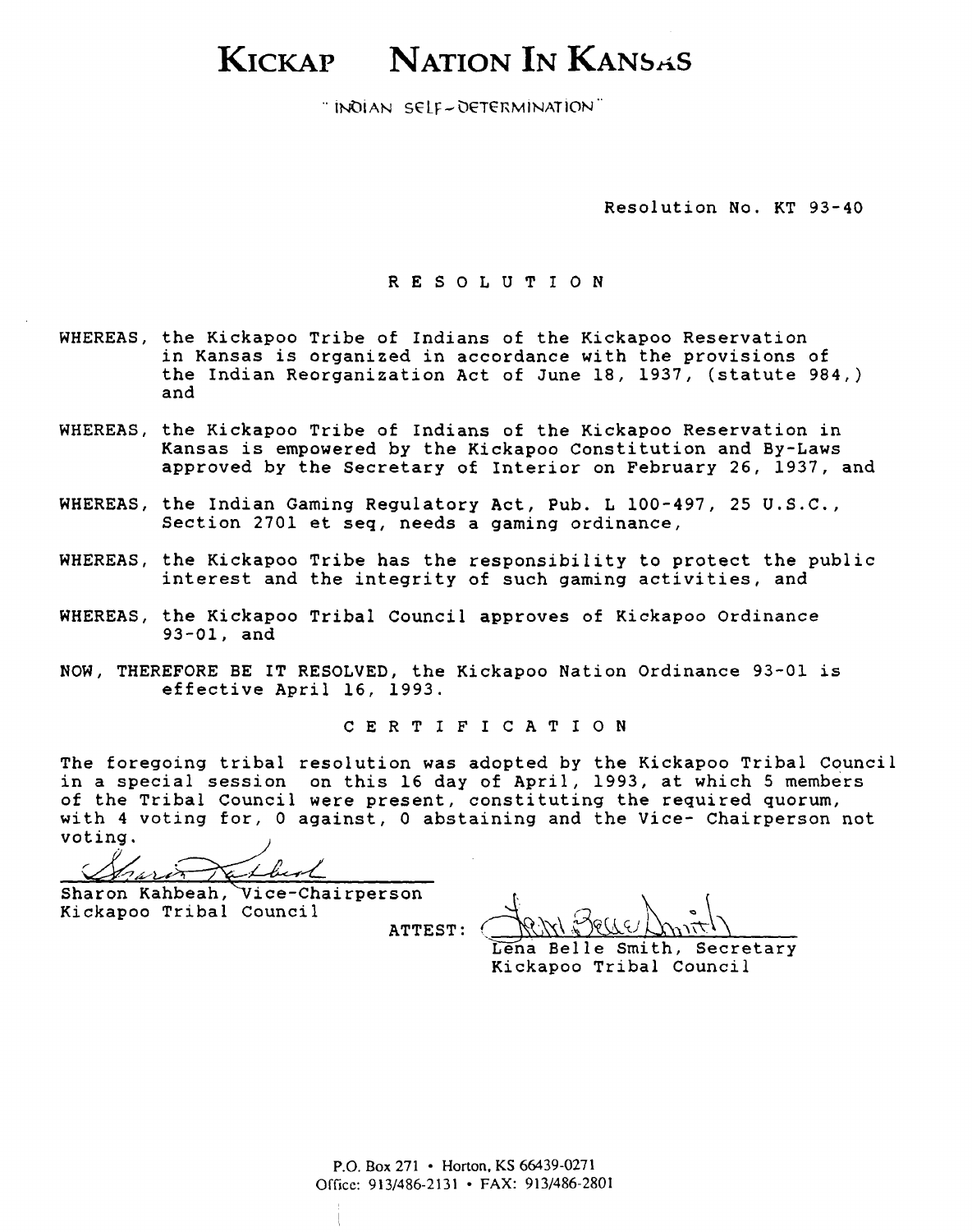# KICKAP NATION IN KANSAS

"INDIAN SELF-DETERMINATION"

Resolution No. KT 93-40

## R E S O L U T I O N

WHEREAS, the Kickapoo Tribe of Indians of the Kickapoo Reservation in Kansas is organized in accordance with the provisions of the Indian Reorganization Act of June 18, 1937, (statute 984,) and

WHEREAS, the Kickapoo Tribe of Indians of the Kickapoo Reservation in Kansas is empowered by the Kickapoo Constitution and By-Laws approved by the Secretary of Interior on February 26, 1937, and

WHEREAS, the Indian Gaming Regulatory Act, Pub. L 100-497, 25 U.S.C., Section 2701 et seq, needs a gaming ordinance,

WHEREAS, the Kickapoo Tribe has the responsibility to protect the public interest and the integrity of such gaming activities, and

WHEREAS, the Kickapoo Tribal Council approves of Kickapoo Ordinance 93-01, and

NOW, THEREFORE BE IT RESOLVED, the Kickapoo Nation Ordinance 93-01 is effective April 16, 1993.

## C E R T I F I C A T I O N

The foregoing tribal resolution was adopted by the Kickapoo Tribal Council in a special session on this 16 day of April, 1993, at which 5 members of the Tribal Council were present, constituting the required quorum, with 4 voting for, 0 against, 0 abstaining and the Vice- Chairperson not voting.

Sharon Kahbeah, Vice-Chairperson
Kickapoo Tribal Council

ATTEST:

Lena Belle Smith, Secretary
Kickapoo Tribal Council

P.O. Box 271 • Horton, KS 66439-0271
Office: 913/486-2131 • FAX: 913/486-2801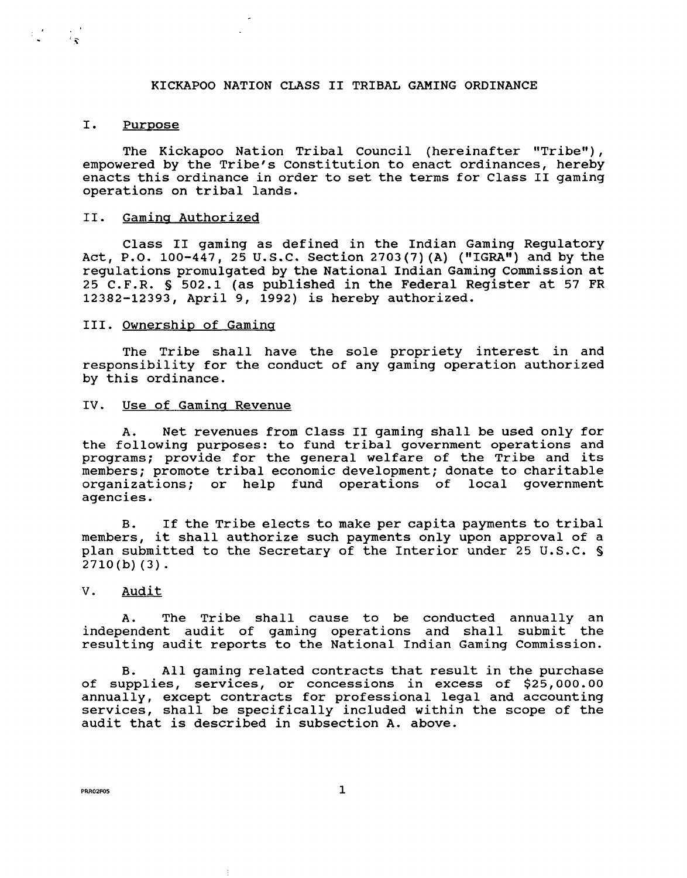# KICKAPOO NATION CLASS II TRIBAL GAMING ORDINANCE

## I. Purpose

The Kickapoo Nation Tribal Council (hereinafter "Tribe"), empowered by the Tribe's Constitution to enact ordinances, hereby enacts this ordinance in order to set the terms for Class II gaming operations on tribal lands.

## II. Gaming Authorized

Class II gaming as defined in the Indian Gaming Regulatory Act, P.O. 100-447, 25 U.S.C. Section 2703(7)(A) ("IGRA") and by the regulations promulgated by the National Indian Gaming Commission at 25 C.F.R. § 502.1 (as published in the Federal Register at 57 FR 12382-12393, April 9, 1992) is hereby authorized.

## III. Ownership of Gaming

The Tribe shall have the sole propriety interest in and responsibility for the conduct of any gaming operation authorized by this ordinance.

## IV. Use of Gaming Revenue

A. Net revenues from Class II gaming shall be used only for the following purposes: to fund tribal government operations and programs; provide for the general welfare of the Tribe and its members; promote tribal economic development; donate to charitable organizations; or help fund operations of local government agencies.

B. If the Tribe elects to make per capita payments to tribal members, it shall authorize such payments only upon approval of a plan submitted to the Secretary of the Interior under 25 U.S.C. § 2710(b)(3).

## V. Audit

A. The Tribe shall cause to be conducted annually an independent audit of gaming operations and shall submit the resulting audit reports to the National Indian Gaming Commission.

B. All gaming related contracts that result in the purchase of supplies, services, or concessions in excess of $25,000.00 annually, except contracts for professional legal and accounting services, shall be specifically included within the scope of the audit that is described in subsection A. above.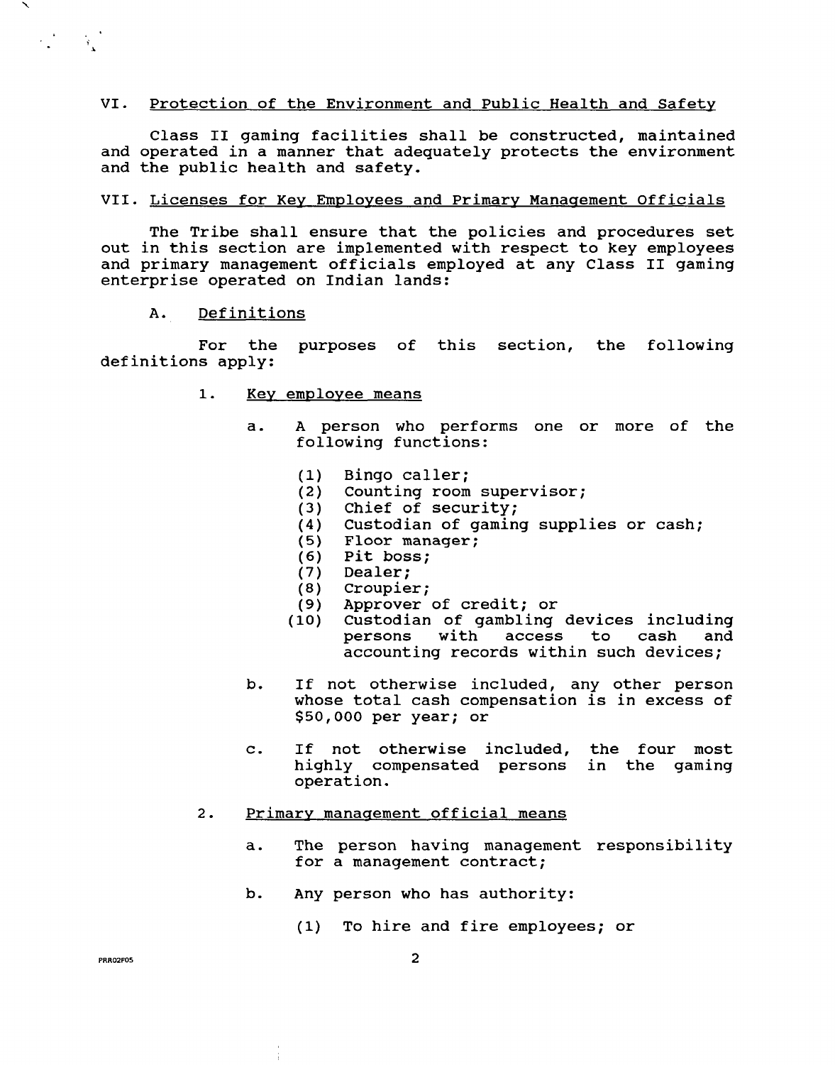## VI. Protection of the Environment and Public Health and Safety

Class II gaming facilities shall be constructed, maintained and operated in a manner that adequately protects the environment and the public health and safety.

## VII. Licenses for Key Employees and Primary Management Officials

The Tribe shall ensure that the policies and procedures set out in this section are implemented with respect to key employees and primary management officials employed at any Class II gaming enterprise operated on Indian lands:

### A. Definitions

For the purposes of this section, the following definitions apply:

1. Key employee means

   a. A person who performs one or more of the following functions:

      (1) Bingo caller;
      (2) Counting room supervisor;
      (3) Chief of security;
      (4) Custodian of gaming supplies or cash;
      (5) Floor manager;
      (6) Pit boss;
      (7) Dealer;
      (8) Croupier;
      (9) Approver of credit; or
      (10) Custodian of gambling devices including persons with access to cash and accounting records within such devices;

   b. If not otherwise included, any other person whose total cash compensation is in excess of $50,000 per year; or

   c. If not otherwise included, the four most highly compensated persons in the gaming operation.

2. Primary management official means

   a. The person having management responsibility for a management contract;

   b. Any person who has authority:

      (1) To hire and fire employees; or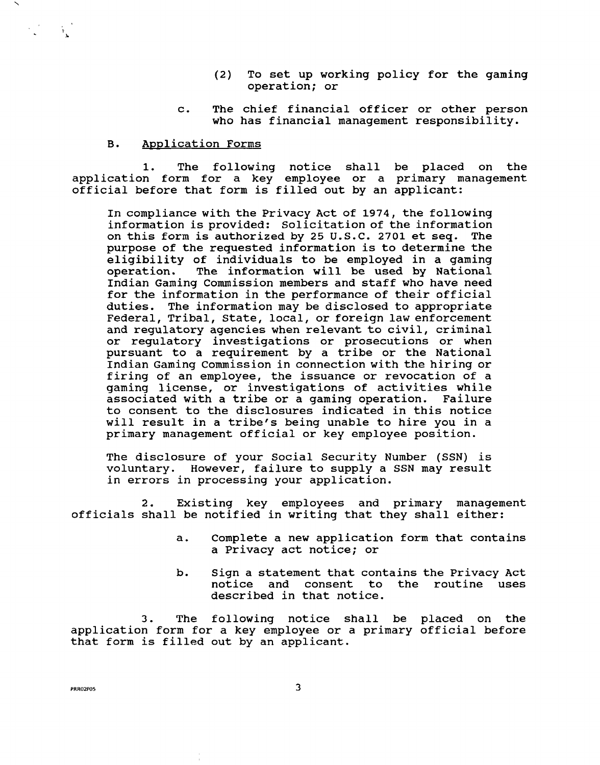(2) To set up working policy for the gaming operation; or

c. The chief financial officer or other person who has financial management responsibility.

B. Application Forms

1. The following notice shall be placed on the application form for a key employee or a primary management official before that form is filled out by an applicant:

> In compliance with the Privacy Act of 1974, the following information is provided: Solicitation of the information on this form is authorized by 25 U.S.C. 2701 et seq. The purpose of the requested information is to determine the eligibility of individuals to be employed in a gaming operation. The information will be used by National Indian Gaming Commission members and staff who have need for the information in the performance of their official duties. The information may be disclosed to appropriate Federal, Tribal, State, local, or foreign law enforcement and regulatory agencies when relevant to civil, criminal or regulatory investigations or prosecutions or when pursuant to a requirement by a tribe or the National Indian Gaming Commission in connection with the hiring or firing of an employee, the issuance or revocation of a gaming license, or investigations of activities while associated with a tribe or a gaming operation. Failure to consent to the disclosures indicated in this notice will result in a tribe's being unable to hire you in a primary management official or key employee position.
>
> The disclosure of your Social Security Number (SSN) is voluntary. However, failure to supply a SSN may result in errors in processing your application.

2. Existing key employees and primary management officials shall be notified in writing that they shall either:

a. Complete a new application form that contains a Privacy act notice; or

b. Sign a statement that contains the Privacy Act notice and consent to the routine uses described in that notice.

3. The following notice shall be placed on the application form for a key employee or a primary official before that form is filled out by an applicant.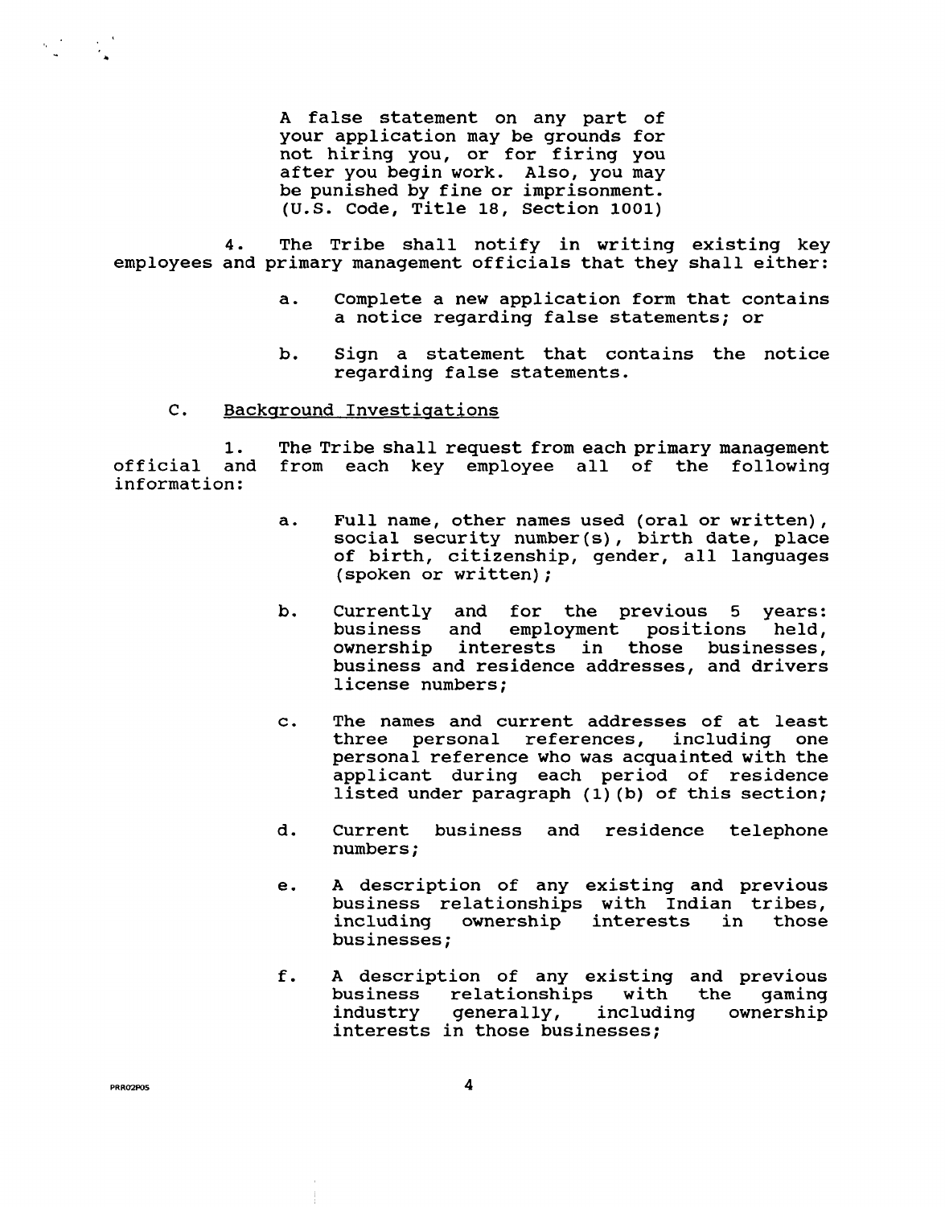A false statement on any part of your application may be grounds for not hiring you, or for firing you after you begin work. Also, you may be punished by fine or imprisonment. (U.S. Code, Title 18, Section 1001)

4. The Tribe shall notify in writing existing key employees and primary management officials that they shall either:

a. Complete a new application form that contains a notice regarding false statements; or

b. Sign a statement that contains the notice regarding false statements.

C. Background Investigations

1. The Tribe shall request from each primary management official and from each key employee all of the following information:

a. Full name, other names used (oral or written), social security number(s), birth date, place of birth, citizenship, gender, all languages (spoken or written);

b. Currently and for the previous 5 years: business and employment positions held, ownership interests in those businesses, business and residence addresses, and drivers license numbers;

c. The names and current addresses of at least three personal references, including one personal reference who was acquainted with the applicant during each period of residence listed under paragraph (1)(b) of this section;

d. Current business and residence telephone numbers;

e. A description of any existing and previous business relationships with Indian tribes, including ownership interests in those businesses;

f. A description of any existing and previous business relationships with the gaming industry generally, including ownership interests in those businesses;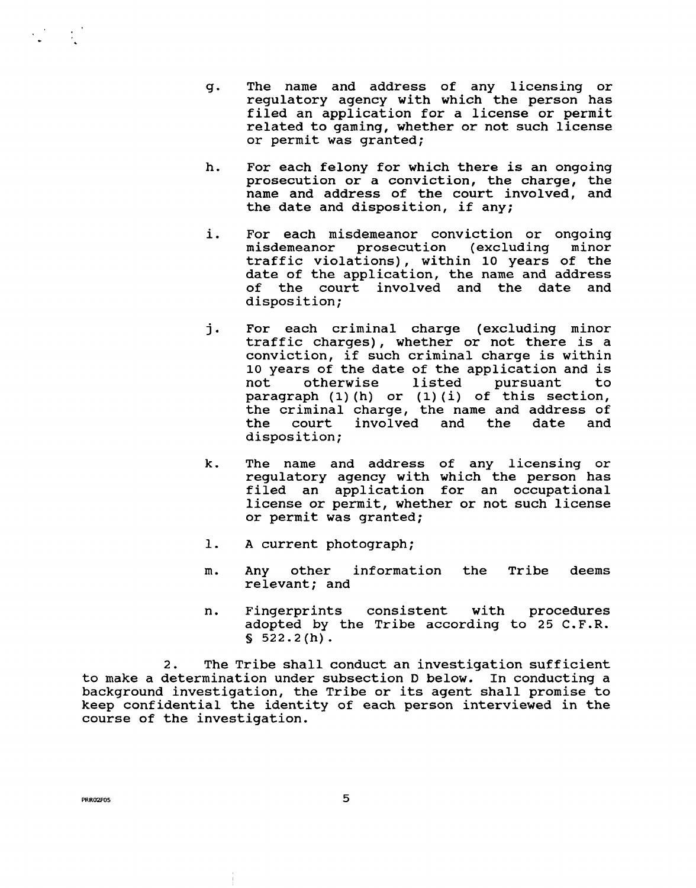g. The name and address of any licensing or regulatory agency with which the person has filed an application for a license or permit related to gaming, whether or not such license or permit was granted;

h. For each felony for which there is an ongoing prosecution or a conviction, the charge, the name and address of the court involved, and the date and disposition, if any;

i. For each misdemeanor conviction or ongoing misdemeanor prosecution (excluding minor traffic violations), within 10 years of the date of the application, the name and address of the court involved and the date and disposition;

j. For each criminal charge (excluding minor traffic charges), whether or not there is a conviction, if such criminal charge is within 10 years of the date of the application and is not otherwise listed pursuant to paragraph (1)(h) or (1)(i) of this section, the criminal charge, the name and address of the court involved and the date and disposition;

k. The name and address of any licensing or regulatory agency with which the person has filed an application for an occupational license or permit, whether or not such license or permit was granted;

l. A current photograph;

m. Any other information the Tribe deems relevant; and

n. Fingerprints consistent with procedures adopted by the Tribe according to 25 C.F.R. § 522.2(h).

2. The Tribe shall conduct an investigation sufficient to make a determination under subsection D below. In conducting a background investigation, the Tribe or its agent shall promise to keep confidential the identity of each person interviewed in the course of the investigation.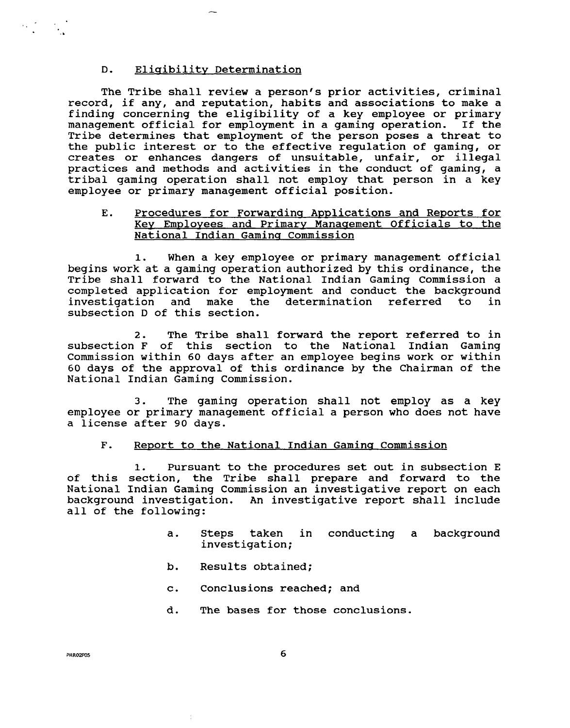## D. Eligibility Determination

The Tribe shall review a person's prior activities, criminal record, if any, and reputation, habits and associations to make a finding concerning the eligibility of a key employee or primary management official for employment in a gaming operation. If the Tribe determines that employment of the person poses a threat to the public interest or to the effective regulation of gaming, or creates or enhances dangers of unsuitable, unfair, or illegal practices and methods and activities in the conduct of gaming, a tribal gaming operation shall not employ that person in a key employee or primary management official position.

## E. Procedures for Forwarding Applications and Reports for Key Employees and Primary Management Officials to the National Indian Gaming Commission

1. When a key employee or primary management official begins work at a gaming operation authorized by this ordinance, the Tribe shall forward to the National Indian Gaming Commission a completed application for employment and conduct the background investigation and make the determination referred to in subsection D of this section.

2. The Tribe shall forward the report referred to in subsection F of this section to the National Indian Gaming Commission within 60 days after an employee begins work or within 60 days of the approval of this ordinance by the Chairman of the National Indian Gaming Commission.

3. The gaming operation shall not employ as a key employee or primary management official a person who does not have a license after 90 days.

## F. Report to the National Indian Gaming Commission

1. Pursuant to the procedures set out in subsection E of this section, the Tribe shall prepare and forward to the National Indian Gaming Commission an investigative report on each background investigation. An investigative report shall include all of the following:

   a. Steps taken in conducting a background investigation;

   b. Results obtained;

   c. Conclusions reached; and

   d. The bases for those conclusions.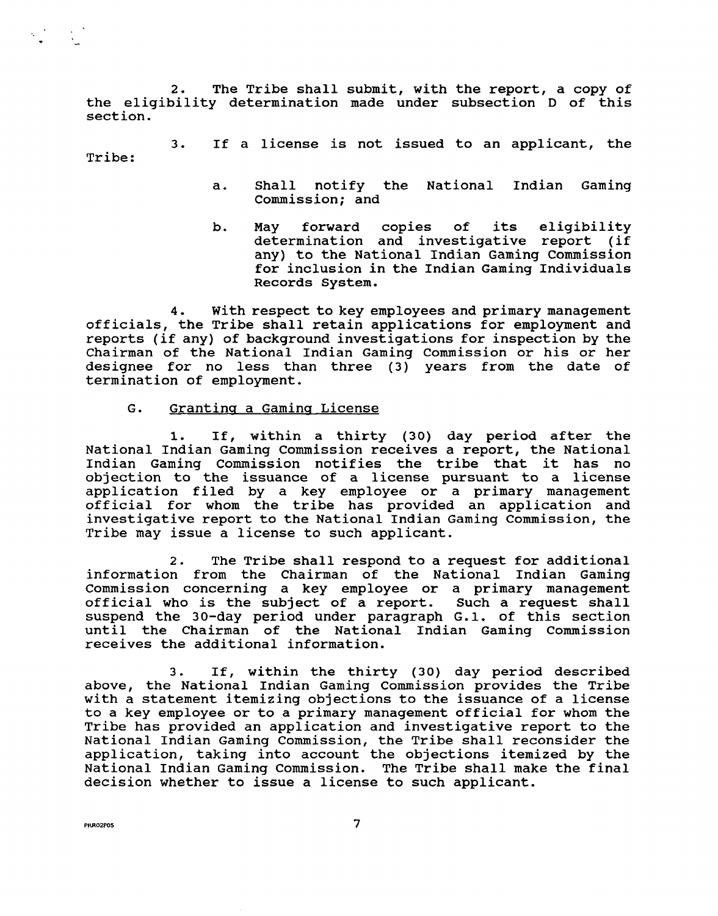2. The Tribe shall submit, with the report, a copy of the eligibility determination made under subsection D of this section.

3. If a license is not issued to an applicant, the Tribe:

a. Shall notify the National Indian Gaming Commission; and

b. May forward copies of its eligibility determination and investigative report (if any) to the National Indian Gaming Commission for inclusion in the Indian Gaming Individuals Records System.

4. With respect to key employees and primary management officials, the Tribe shall retain applications for employment and reports (if any) of background investigations for inspection by the Chairman of the National Indian Gaming Commission or his or her designee for no less than three (3) years from the date of termination of employment.

G. Granting a Gaming License

1. If, within a thirty (30) day period after the National Indian Gaming Commission receives a report, the National Indian Gaming Commission notifies the tribe that it has no objection to the issuance of a license pursuant to a license application filed by a key employee or a primary management official for whom the tribe has provided an application and investigative report to the National Indian Gaming Commission, the Tribe may issue a license to such applicant.

2. The Tribe shall respond to a request for additional information from the Chairman of the National Indian Gaming Commission concerning a key employee or a primary management official who is the subject of a report. Such a request shall suspend the 30-day period under paragraph G.1. of this section until the Chairman of the National Indian Gaming Commission receives the additional information.

3. If, within the thirty (30) day period described above, the National Indian Gaming Commission provides the Tribe with a statement itemizing objections to the issuance of a license to a key employee or to a primary management official for whom the Tribe has provided an application and investigative report to the National Indian Gaming Commission, the Tribe shall reconsider the application, taking into account the objections itemized by the National Indian Gaming Commission. The Tribe shall make the final decision whether to issue a license to such applicant.

PHRO2P05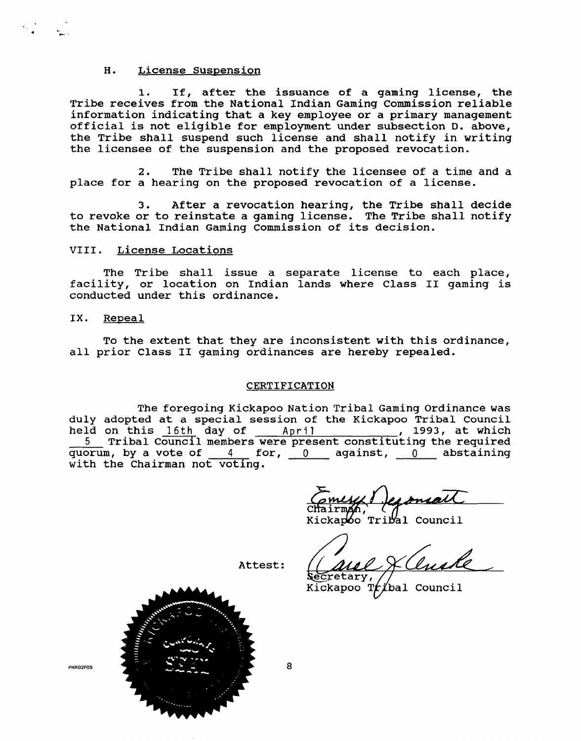### H. License Suspension

1. If, after the issuance of a gaming license, the Tribe receives from the National Indian Gaming Commission reliable information indicating that a key employee or a primary management official is not eligible for employment under subsection D. above, the Tribe shall suspend such license and shall notify in writing the licensee of the suspension and the proposed revocation.

2. The Tribe shall notify the licensee of a time and a place for a hearing on the proposed revocation of a license.

3. After a revocation hearing, the Tribe shall decide to revoke or to reinstate a gaming license. The Tribe shall notify the National Indian Gaming Commission of its decision.

## VIII. License Locations

The Tribe shall issue a separate license to each place, facility, or location on Indian lands where Class II gaming is conducted under this ordinance.

## IX. Repeal

To the extent that they are inconsistent with this ordinance, all prior Class II gaming ordinances are hereby repealed.

## CERTIFICATION

The foregoing Kickapoo Nation Tribal Gaming Ordinance was duly adopted at a special session of the Kickapoo Tribal Council held on this 16th day of April, 1993, at which 5 Tribal Council members were present constituting the required quorum, by a vote of 4 for, 0 against, 0 abstaining with the Chairman not voting.

Chairman,
Kickapoo Tribal Council

Attest:

Secretary,
Kickapoo Tribal Council

PRR02P05